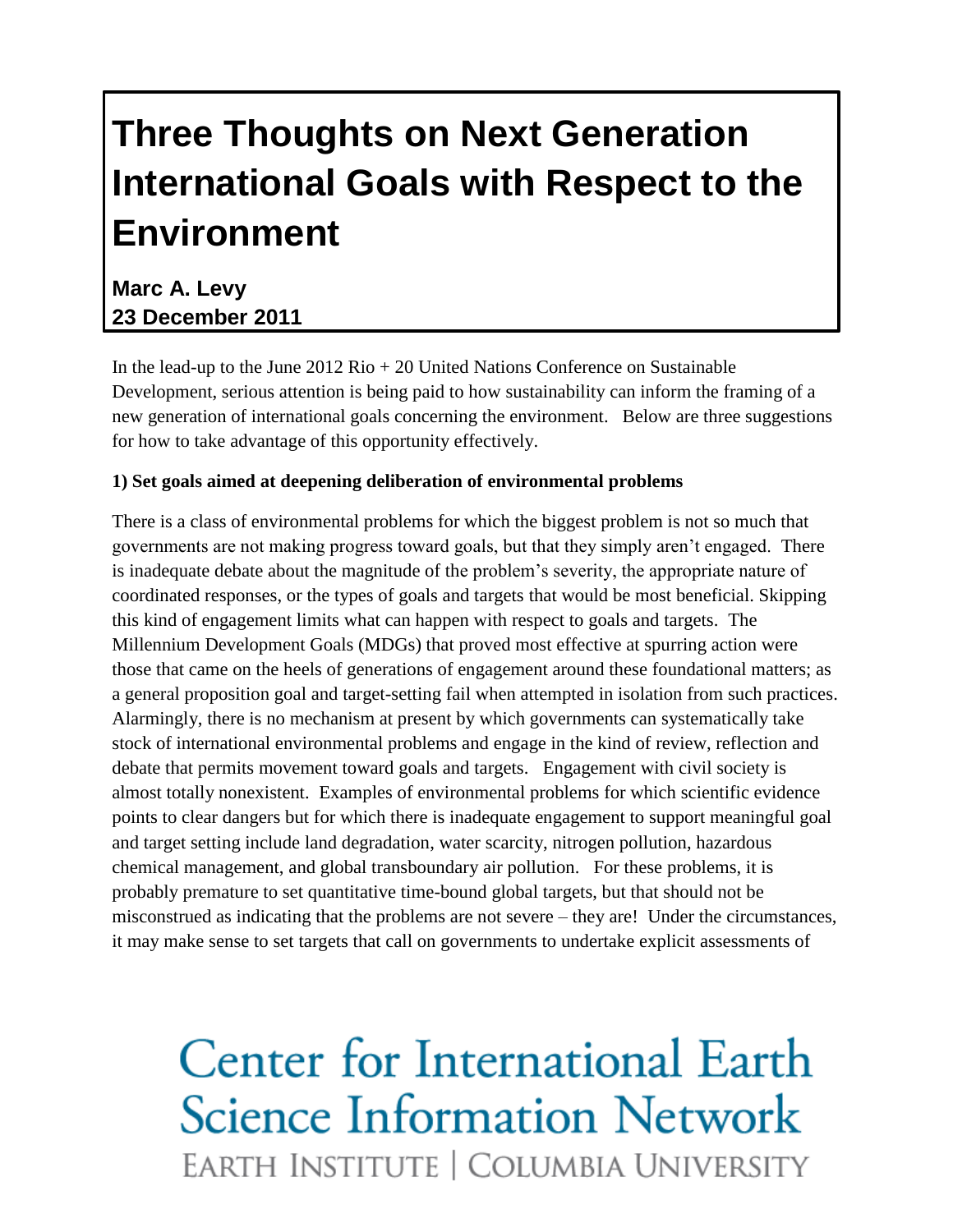# Three Thoughts on Next Generation International Goals with Respect to the Environment

**Marc A. Levy**
**23 December 2011**

In the lead-up to the June 2012 Rio + 20 United Nations Conference on Sustainable Development, serious attention is being paid to how sustainability can inform the framing of a new generation of international goals concerning the environment. Below are three suggestions for how to take advantage of this opportunity effectively.

**1) Set goals aimed at deepening deliberation of environmental problems**

There is a class of environmental problems for which the biggest problem is not so much that governments are not making progress toward goals, but that they simply aren't engaged. There is inadequate debate about the magnitude of the problem's severity, the appropriate nature of coordinated responses, or the types of goals and targets that would be most beneficial. Skipping this kind of engagement limits what can happen with respect to goals and targets. The Millennium Development Goals (MDGs) that proved most effective at spurring action were those that came on the heels of generations of engagement around these foundational matters; as a general proposition goal and target-setting fail when attempted in isolation from such practices. Alarmingly, there is no mechanism at present by which governments can systematically take stock of international environmental problems and engage in the kind of review, reflection and debate that permits movement toward goals and targets. Engagement with civil society is almost totally nonexistent. Examples of environmental problems for which scientific evidence points to clear dangers but for which there is inadequate engagement to support meaningful goal and target setting include land degradation, water scarcity, nitrogen pollution, hazardous chemical management, and global transboundary air pollution. For these problems, it is probably premature to set quantitative time-bound global targets, but that should not be misconstrued as indicating that the problems are not severe – they are! Under the circumstances, it may make sense to set targets that call on governments to undertake explicit assessments of

Center for International Earth Science Information Network
EARTH INSTITUTE | COLUMBIA UNIVERSITY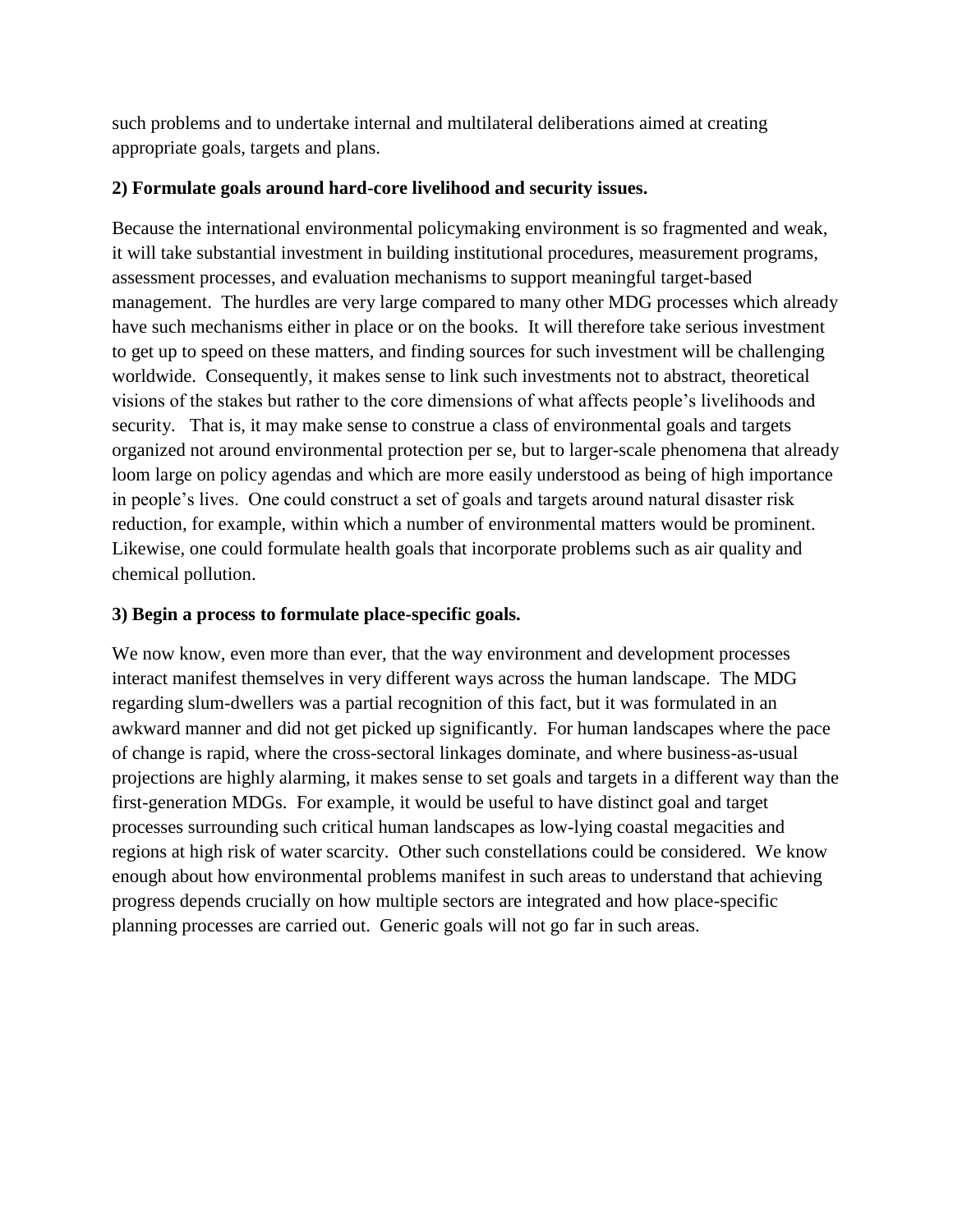such problems and to undertake internal and multilateral deliberations aimed at creating appropriate goals, targets and plans.

**2) Formulate goals around hard-core livelihood and security issues.**

Because the international environmental policymaking environment is so fragmented and weak, it will take substantial investment in building institutional procedures, measurement programs, assessment processes, and evaluation mechanisms to support meaningful target-based management. The hurdles are very large compared to many other MDG processes which already have such mechanisms either in place or on the books. It will therefore take serious investment to get up to speed on these matters, and finding sources for such investment will be challenging worldwide. Consequently, it makes sense to link such investments not to abstract, theoretical visions of the stakes but rather to the core dimensions of what affects people's livelihoods and security. That is, it may make sense to construe a class of environmental goals and targets organized not around environmental protection per se, but to larger-scale phenomena that already loom large on policy agendas and which are more easily understood as being of high importance in people's lives. One could construct a set of goals and targets around natural disaster risk reduction, for example, within which a number of environmental matters would be prominent. Likewise, one could formulate health goals that incorporate problems such as air quality and chemical pollution.

**3) Begin a process to formulate place-specific goals.**

We now know, even more than ever, that the way environment and development processes interact manifest themselves in very different ways across the human landscape. The MDG regarding slum-dwellers was a partial recognition of this fact, but it was formulated in an awkward manner and did not get picked up significantly. For human landscapes where the pace of change is rapid, where the cross-sectoral linkages dominate, and where business-as-usual projections are highly alarming, it makes sense to set goals and targets in a different way than the first-generation MDGs. For example, it would be useful to have distinct goal and target processes surrounding such critical human landscapes as low-lying coastal megacities and regions at high risk of water scarcity. Other such constellations could be considered. We know enough about how environmental problems manifest in such areas to understand that achieving progress depends crucially on how multiple sectors are integrated and how place-specific planning processes are carried out. Generic goals will not go far in such areas.